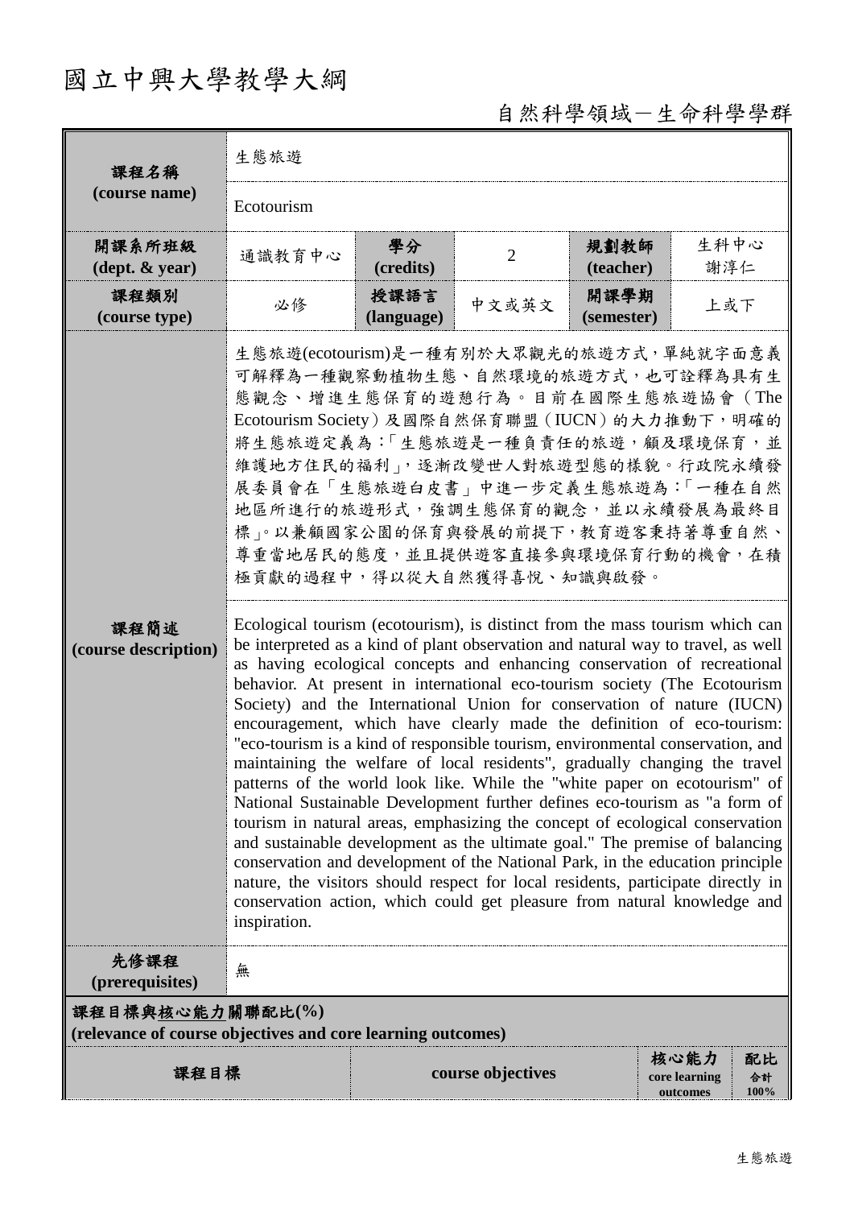# 國立中興大學教學大綱

自然科學領域－生命科學學群

| 課程名稱 (course name) | 生態旅遊 | | | | |
|---|---|---|---|---|---|
| | Ecotourism | | | | |
| 開課系所班級 (dept. & year) | 通識教育中心 | 學分 (credits) | 2 | 規劃教師 (teacher) | 生科中心 謝淳仁 |
| 課程類別 (course type) | 必修 | 授課語言 (language) | 中文或英文 | 開課學期 (semester) | 上或下 |
| 課程簡述 (course description) | 生態旅遊(ecotourism)是一種有別於大眾觀光的旅遊方式，單純就字面意義可解釋為一種觀察動植物生態、自然環境的旅遊方式，也可詮釋為具有生態觀念、增進生態保育的遊憩行為。目前在國際生態旅遊協會（The Ecotourism Society）及國際自然保育聯盟（IUCN）的大力推動下，明確的將生態旅遊定義為：「生態旅遊是一種負責任的旅遊，顧及環境保育，並維護地方住民的福利」，逐漸改變世人對旅遊型態的樣貌。行政院永續發展委員會在「生態旅遊白皮書」中進一步定義生態旅遊為：「一種在自然地區所進行的旅遊形式，強調生態保育的觀念，並以永續發展為最終目標」。以兼顧國家公園的保育與發展的前提下，教育遊客秉持著尊重自然、尊重當地居民的態度，並且提供遊客直接參與環境保育行動的機會，在積極貢獻的過程中，得以從大自然獲得喜悅、知識與啟發。 | | | | |
| | Ecological tourism (ecotourism), is distinct from the mass tourism which can be interpreted as a kind of plant observation and natural way to travel, as well as having ecological concepts and enhancing conservation of recreational behavior. At present in international eco-tourism society (The Ecotourism Society) and the International Union for conservation of nature (IUCN) encouragement, which have clearly made the definition of eco-tourism: "eco-tourism is a kind of responsible tourism, environmental conservation, and maintaining the welfare of local residents", gradually changing the travel patterns of the world look like. While the "white paper on ecotourism" of National Sustainable Development further defines eco-tourism as "a form of tourism in natural areas, emphasizing the concept of ecological conservation and sustainable development as the ultimate goal." The premise of balancing conservation and development of the National Park, in the education principle nature, the visitors should respect for local residents, participate directly in conservation action, which could get pleasure from natural knowledge and inspiration. | | | | |
| 先修課程 (prerequisites) | 無 | | | | |

**課程目標與核心能力關聯配比(%)**
**(relevance of course objectives and core learning outcomes)**

| 課程目標 | course objectives | 核心能力 core learning outcomes | 配比 合計 100% |
|---|---|---|---|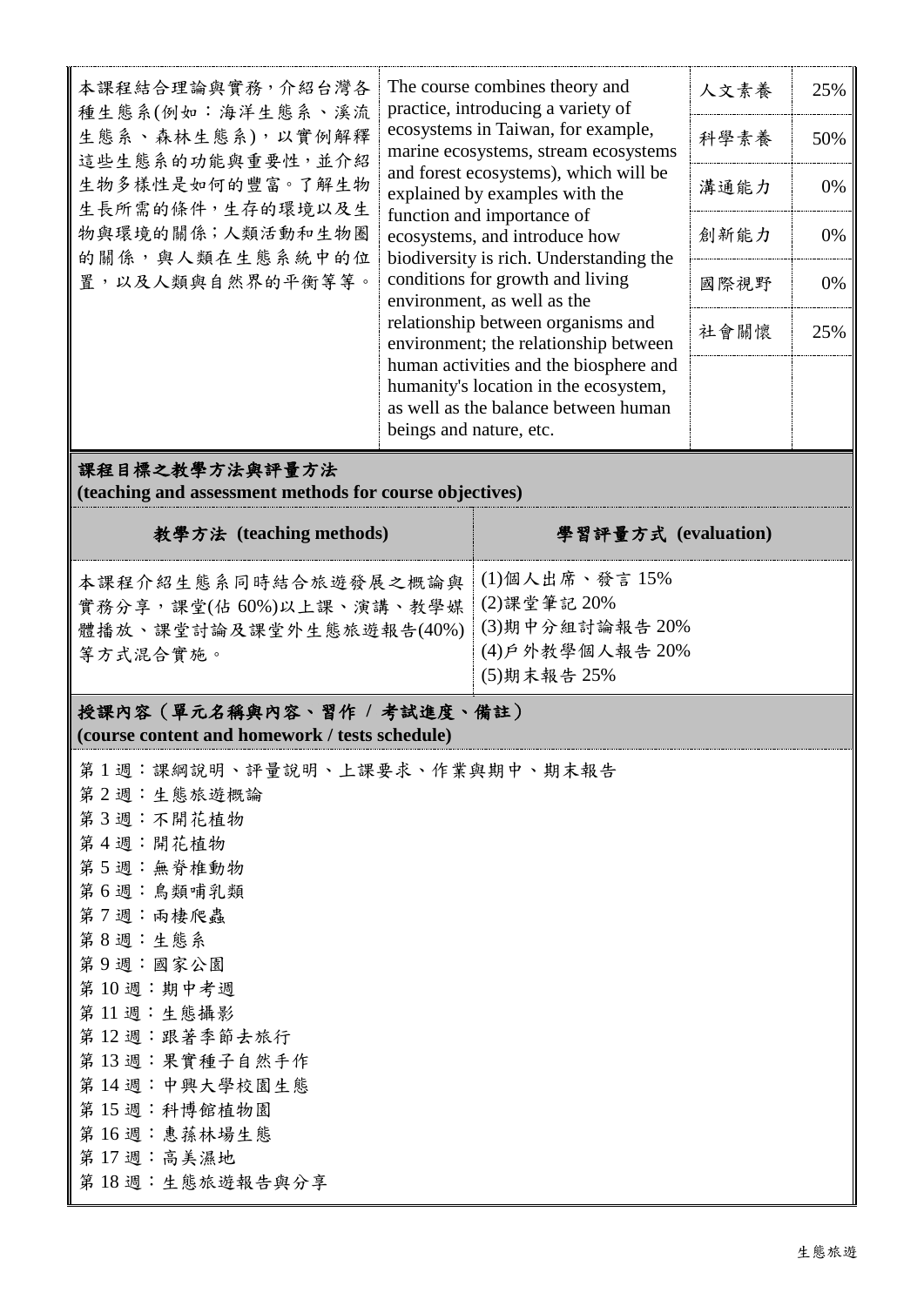| 本課程結合理論與實務，介紹台灣各種生態系(例如：海洋生態系、溪流生態系、森林生態系)，以實例解釋這些生態系的功能與重要性，並介紹生物多樣性是如何的豐富。了解生物生長所需的條件，生存的環境以及生物與環境的關係；人類活動和生物圈的關係，與人類在生態系統中的位置，以及人類與自然界的平衡等等。 | The course combines theory and practice, introducing a variety of ecosystems in Taiwan, for example, marine ecosystems, stream ecosystems and forest ecosystems), which will be explained by examples with the function and importance of ecosystems, and introduce how biodiversity is rich. Understanding the conditions for growth and living environment, as well as the relationship between organisms and environment; the relationship between human activities and the biosphere and humanity's location in the ecosystem, as well as the balance between human beings and nature, etc. | 人文素養 | 25% |
|---|---|---|---|
| | | 科學素養 | 50% |
| | | 溝通能力 | 0% |
| | | 創新能力 | 0% |
| | | 國際視野 | 0% |
| | | 社會關懷 | 25% |

**課程目標之教學方法與評量方法**
**(teaching and assessment methods for course objectives)**

| 教學方法 (teaching methods) | 學習評量方式 (evaluation) |
|---|---|
| 本課程介紹生態系同時結合旅遊發展之概論與實務分享，課堂(佔 60%)以上課、演講、教學媒體播放、課堂討論及課堂外生態旅遊報告(40%)等方式混合實施。 | (1)個人出席、發言 15%<br>(2)課堂筆記 20%<br>(3)期中分組討論報告 20%<br>(4)戶外教學個人報告 20%<br>(5)期末報告 25% |

**授課內容（單元名稱與內容、習作 / 考試進度、備註）**
**(course content and homework / tests schedule)**

第 1 週：課綱說明、評量說明、上課要求、作業與期中、期末報告
第 2 週：生態旅遊概論
第 3 週：不開花植物
第 4 週：開花植物
第 5 週：無脊椎動物
第 6 週：鳥類哺乳類
第 7 週：兩棲爬蟲
第 8 週：生態系
第 9 週：國家公園
第 10 週：期中考週
第 11 週：生態攝影
第 12 週：跟著季節去旅行
第 13 週：果實種子自然手作
第 14 週：中興大學校園生態
第 15 週：科博館植物園
第 16 週：惠蓀林場生態
第 17 週：高美濕地
第 18 週：生態旅遊報告與分享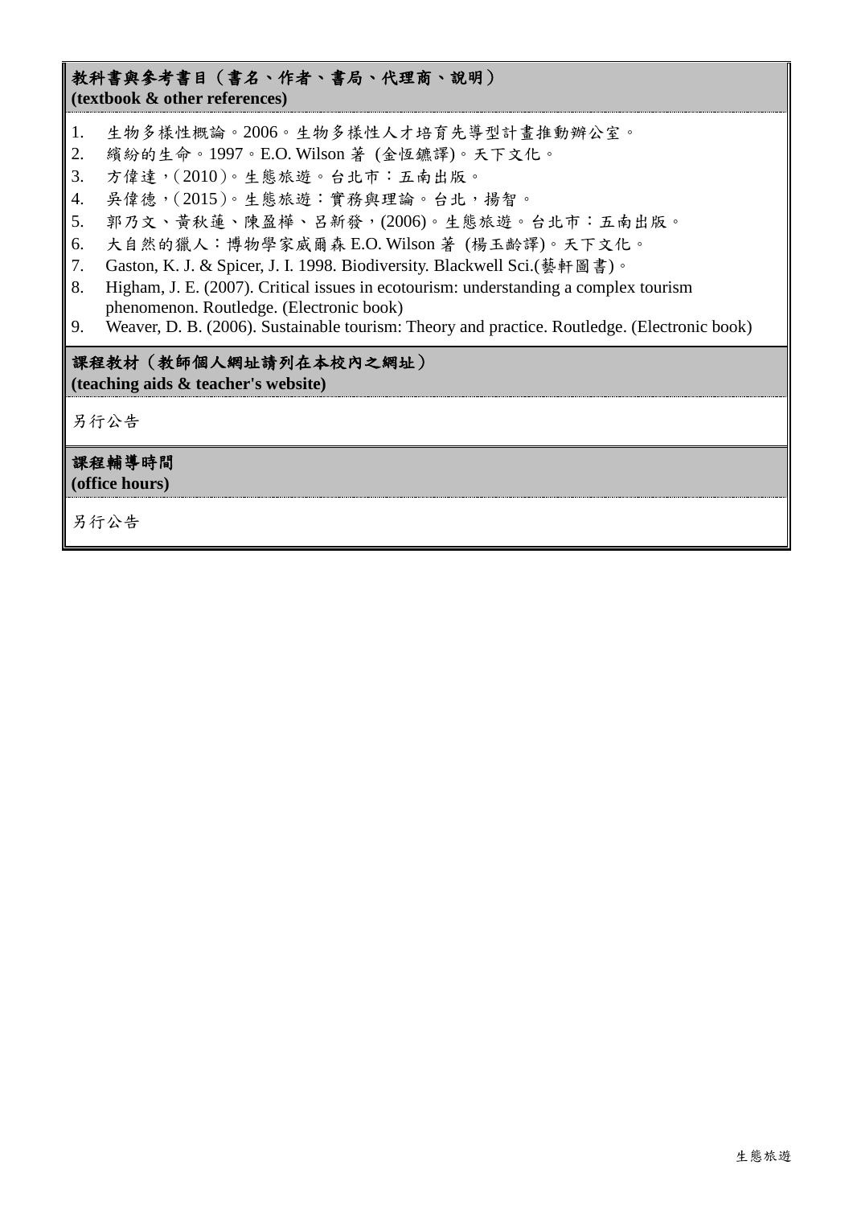**教科書與參考書目（書名、作者、書局、代理商、說明）**
**(textbook & other references)**

1. 生物多樣性概論。2006。生物多樣性人才培育先導型計畫推動辦公室。
2. 繽紛的生命。1997。E.O. Wilson 著 (金恆鑣譯)。天下文化。
3. 方偉達，(2010)。生態旅遊。台北市：五南出版。
4. 吳偉德，(2015)。生態旅遊：實務與理論。台北，揚智。
5. 郭乃文、黃秋蓮、陳盈樺、呂新發，(2006)。生態旅遊。台北市：五南出版。
6. 大自然的獵人：博物學家威爾森 E.O. Wilson 著 (楊玉齡譯)。天下文化。
7. Gaston, K. J. & Spicer, J. I. 1998. Biodiversity. Blackwell Sci.(藝軒圖書)。
8. Higham, J. E. (2007). Critical issues in ecotourism: understanding a complex tourism phenomenon. Routledge. (Electronic book)
9. Weaver, D. B. (2006). Sustainable tourism: Theory and practice. Routledge. (Electronic book)

**課程教材（教師個人網址請列在本校內之網址）**
**(teaching aids & teacher's website)**

另行公告

**課程輔導時間**
**(office hours)**

另行公告